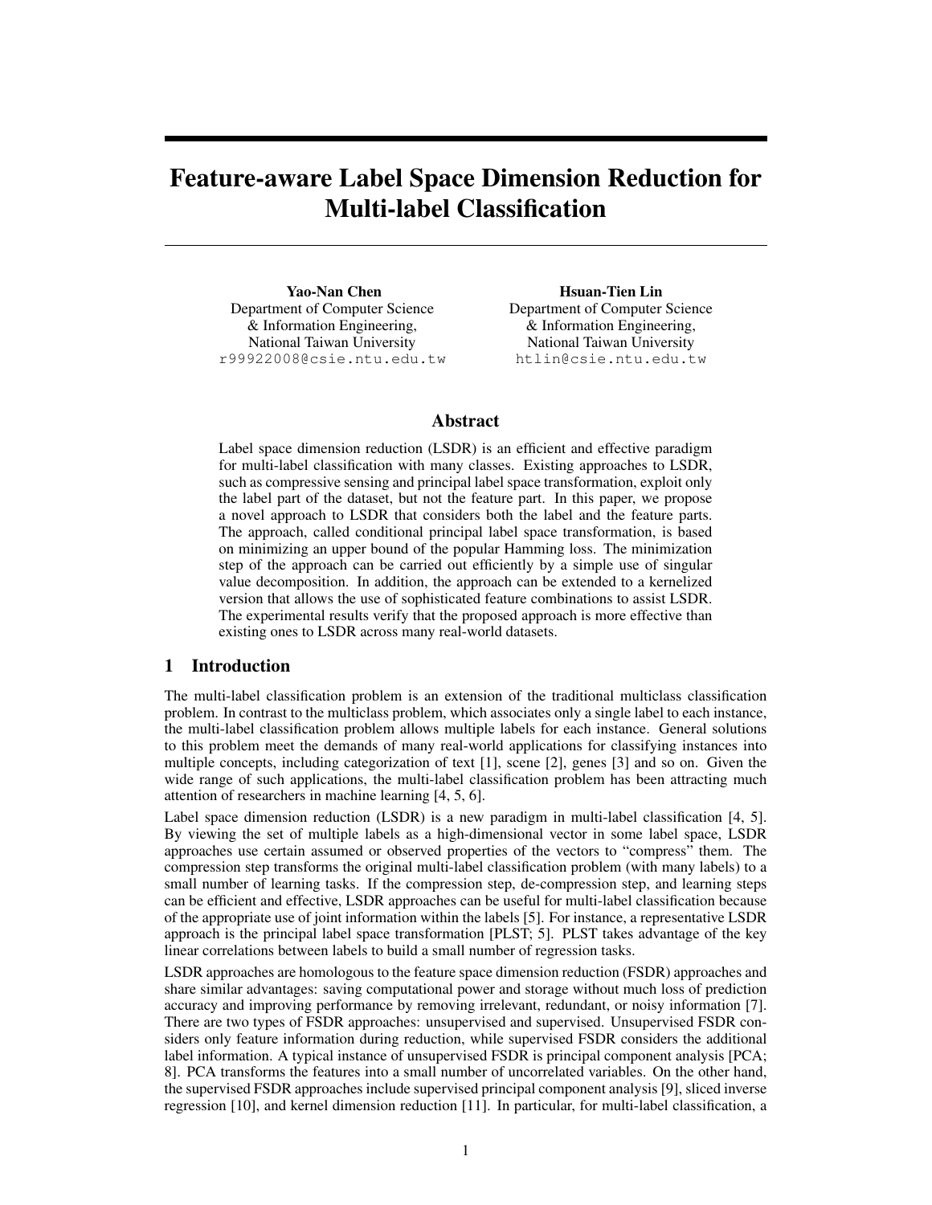# Feature-aware Label Space Dimension Reduction for Multi-label Classification

**Yao-Nan Chen**
Department of Computer Science & Information Engineering,
National Taiwan University
r99922008@csie.ntu.edu.tw

**Hsuan-Tien Lin**
Department of Computer Science & Information Engineering,
National Taiwan University
htlin@csie.ntu.edu.tw

## Abstract

Label space dimension reduction (LSDR) is an efficient and effective paradigm for multi-label classification with many classes. Existing approaches to LSDR, such as compressive sensing and principal label space transformation, exploit only the label part of the dataset, but not the feature part. In this paper, we propose a novel approach to LSDR that considers both the label and the feature parts. The approach, called conditional principal label space transformation, is based on minimizing an upper bound of the popular Hamming loss. The minimization step of the approach can be carried out efficiently by a simple use of singular value decomposition. In addition, the approach can be extended to a kernelized version that allows the use of sophisticated feature combinations to assist LSDR. The experimental results verify that the proposed approach is more effective than existing ones to LSDR across many real-world datasets.

## 1 Introduction

The multi-label classification problem is an extension of the traditional multiclass classification problem. In contrast to the multiclass problem, which associates only a single label to each instance, the multi-label classification problem allows multiple labels for each instance. General solutions to this problem meet the demands of many real-world applications for classifying instances into multiple concepts, including categorization of text [1], scene [2], genes [3] and so on. Given the wide range of such applications, the multi-label classification problem has been attracting much attention of researchers in machine learning [4, 5, 6].

Label space dimension reduction (LSDR) is a new paradigm in multi-label classification [4, 5]. By viewing the set of multiple labels as a high-dimensional vector in some label space, LSDR approaches use certain assumed or observed properties of the vectors to "compress" them. The compression step transforms the original multi-label classification problem (with many labels) to a small number of learning tasks. If the compression step, de-compression step, and learning steps can be efficient and effective, LSDR approaches can be useful for multi-label classification because of the appropriate use of joint information within the labels [5]. For instance, a representative LSDR approach is the principal label space transformation [PLST; 5]. PLST takes advantage of the key linear correlations between labels to build a small number of regression tasks.

LSDR approaches are homologous to the feature space dimension reduction (FSDR) approaches and share similar advantages: saving computational power and storage without much loss of prediction accuracy and improving performance by removing irrelevant, redundant, or noisy information [7]. There are two types of FSDR approaches: unsupervised and supervised. Unsupervised FSDR considers only feature information during reduction, while supervised FSDR considers the additional label information. A typical instance of unsupervised FSDR is principal component analysis [PCA; 8]. PCA transforms the features into a small number of uncorrelated variables. On the other hand, the supervised FSDR approaches include supervised principal component analysis [9], sliced inverse regression [10], and kernel dimension reduction [11]. In particular, for multi-label classification, a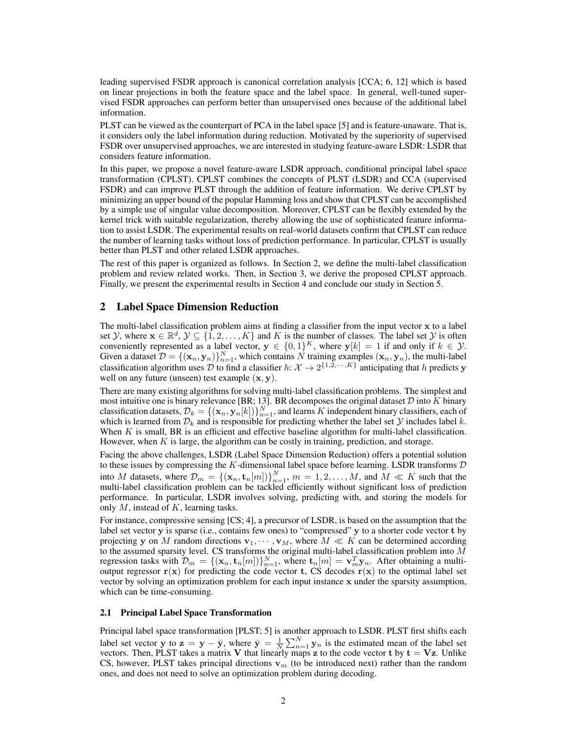leading supervised FSDR approach is canonical correlation analysis [CCA; 6, 12] which is based on linear projections in both the feature space and the label space. In general, well-tuned supervised FSDR approaches can perform better than unsupervised ones because of the additional label information.

PLST can be viewed as the counterpart of PCA in the label space [5] and is feature-unaware. That is, it considers only the label information during reduction. Motivated by the superiority of supervised FSDR over unsupervised approaches, we are interested in studying feature-aware LSDR: LSDR that considers feature information.

In this paper, we propose a novel feature-aware LSDR approach, conditional principal label space transformation (CPLST). CPLST combines the concepts of PLST (LSDR) and CCA (supervised FSDR) and can improve PLST through the addition of feature information. We derive CPLST by minimizing an upper bound of the popular Hamming loss and show that CPLST can be accomplished by a simple use of singular value decomposition. Moreover, CPLST can be flexibly extended by the kernel trick with suitable regularization, thereby allowing the use of sophisticated feature information to assist LSDR. The experimental results on real-world datasets confirm that CPLST can reduce the number of learning tasks without loss of prediction performance. In particular, CPLST is usually better than PLST and other related LSDR approaches.

The rest of this paper is organized as follows. In Section 2, we define the multi-label classification problem and review related works. Then, in Section 3, we derive the proposed CPLST approach. Finally, we present the experimental results in Section 4 and conclude our study in Section 5.

## 2 Label Space Dimension Reduction

The multi-label classification problem aims at finding a classifier from the input vector $\mathbf{x}$ to a label set $\mathcal{Y}$, where $\mathbf{x} \in \mathbb{R}^d$, $\mathcal{Y} \subseteq \{1, 2, \ldots, K\}$ and $K$ is the number of classes. The label set $\mathcal{Y}$ is often conveniently represented as a label vector, $\mathbf{y} \in \{0, 1\}^K$, where $\mathbf{y}[k] = 1$ if and only if $k \in \mathcal{Y}$. Given a dataset $\mathcal{D} = \{(\mathbf{x}_n, \mathbf{y}_n)\}_{n=1}^N$, which contains $N$ training examples $(\mathbf{x}_n, \mathbf{y}_n)$, the multi-label classification algorithm uses $\mathcal{D}$ to find a classifier $h \colon \mathcal{X} \rightarrow 2^{\{1,2,\cdots,K\}}$ anticipating that $h$ predicts $\mathbf{y}$ well on any future (unseen) test example $(\mathbf{x}, \mathbf{y})$.

There are many existing algorithms for solving multi-label classification problems. The simplest and most intuitive one is binary relevance [BR; 13]. BR decomposes the original dataset $\mathcal{D}$ into $K$ binary classification datasets, $\mathcal{D}_k = \{(\mathbf{x}_n, \mathbf{y}_n[k])\}_{n=1}^N$, and learns $K$ independent binary classifiers, each of which is learned from $\mathcal{D}_k$ and is responsible for predicting whether the label set $\mathcal{Y}$ includes label $k$. When $K$ is small, BR is an efficient and effective baseline algorithm for multi-label classification. However, when $K$ is large, the algorithm can be costly in training, prediction, and storage.

Facing the above challenges, LSDR (Label Space Dimension Reduction) offers a potential solution to these issues by compressing the $K$-dimensional label space before learning. LSDR transforms $\mathcal{D}$ into $M$ datasets, where $\mathcal{D}_m = \{(\mathbf{x}_n, \mathbf{t}_n[m])\}_{n=1}^N$, $m = 1, 2, \ldots, M$, and $M \ll K$ such that the multi-label classification problem can be tackled efficiently without significant loss of prediction performance. In particular, LSDR involves solving, predicting with, and storing the models for only $M$, instead of $K$, learning tasks.

For instance, compressive sensing [CS; 4], a precursor of LSDR, is based on the assumption that the label set vector $\mathbf{y}$ is sparse (i.e., contains few ones) to "compressed" $\mathbf{y}$ to a shorter code vector $\mathbf{t}$ by projecting $\mathbf{y}$ on $M$ random directions $\mathbf{v}_1, \cdots, \mathbf{v}_M$, where $M \ll K$ can be determined according to the assumed sparsity level. CS transforms the original multi-label classification problem into $M$ regression tasks with $\mathcal{D}_m = \{(\mathbf{x}_n, \mathbf{t}_n[m])\}_{n=1}^N$, where $\mathbf{t}_n[m] = \mathbf{v}_m^T \mathbf{y}_n$. After obtaining a multi-output regressor $\mathbf{r}(\mathbf{x})$ for predicting the code vector $\mathbf{t}$, CS decodes $\mathbf{r}(\mathbf{x})$ to the optimal label set vector by solving an optimization problem for each input instance $\mathbf{x}$ under the sparsity assumption, which can be time-consuming.

### 2.1 Principal Label Space Transformation

Principal label space transformation [PLST; 5] is another approach to LSDR. PLST first shifts each label set vector $\mathbf{y}$ to $\mathbf{z} = \mathbf{y} - \bar{\mathbf{y}}$, where $\bar{\mathbf{y}} = \frac{1}{N}\sum_{n=1}^N \mathbf{y}_n$ is the estimated mean of the label set vectors. Then, PLST takes a matrix $\mathbf{V}$ that linearly maps $\mathbf{z}$ to the code vector $\mathbf{t}$ by $\mathbf{t} = \mathbf{V}\mathbf{z}$. Unlike CS, however, PLST takes principal directions $\mathbf{v}_m$ (to be introduced next) rather than the random ones, and does not need to solve an optimization problem during decoding.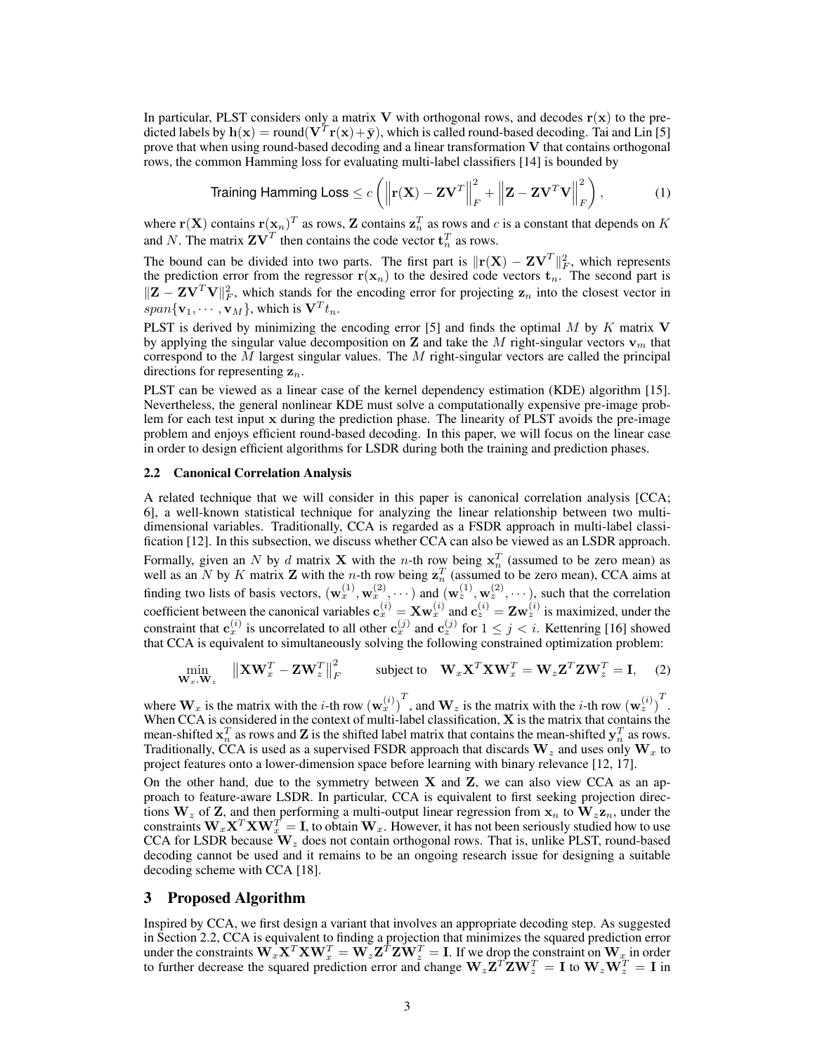In particular, PLST considers only a matrix $\mathbf{V}$ with orthogonal rows, and decodes $\mathbf{r}(\mathbf{x})$ to the predicted labels by $\mathbf{h}(\mathbf{x}) = \text{round}(\mathbf{V}^T\mathbf{r}(\mathbf{x}) + \bar{\mathbf{y}})$, which is called round-based decoding. Tai and Lin [5] prove that when using round-based decoding and a linear transformation $\mathbf{V}$ that contains orthogonal rows, the common Hamming loss for evaluating multi-label classifiers [14] is bounded by

$$\text{Training Hamming Loss} \leq c\left(\left\|\mathbf{r}(\mathbf{X}) - \mathbf{Z}\mathbf{V}^T\right\|_F^2 + \left\|\mathbf{Z} - \mathbf{Z}\mathbf{V}^T\mathbf{V}\right\|_F^2\right), \tag{1}$$

where $\mathbf{r}(\mathbf{X})$ contains $\mathbf{r}(\mathbf{x}_n)^T$ as rows, $\mathbf{Z}$ contains $\mathbf{z}_n^T$ as rows and $c$ is a constant that depends on $K$ and $N$. The matrix $\mathbf{Z}\mathbf{V}^T$ then contains the code vector $\mathbf{t}_n^T$ as rows.

The bound can be divided into two parts. The first part is $\|\mathbf{r}(\mathbf{X}) - \mathbf{Z}\mathbf{V}^T\|_F^2$, which represents the prediction error from the regressor $\mathbf{r}(\mathbf{x}_n)$ to the desired code vectors $\mathbf{t}_n$. The second part is $\|\mathbf{Z} - \mathbf{Z}\mathbf{V}^T\mathbf{V}\|_F^2$, which stands for the encoding error for projecting $\mathbf{z}_n$ into the closest vector in $span\{\mathbf{v}_1, \cdots, \mathbf{v}_M\}$, which is $\mathbf{V}^T t_n$.

PLST is derived by minimizing the encoding error [5] and finds the optimal $M$ by $K$ matrix $\mathbf{V}$ by applying the singular value decomposition on $\mathbf{Z}$ and take the $M$ right-singular vectors $\mathbf{v}_m$ that correspond to the $M$ largest singular values. The $M$ right-singular vectors are called the principal directions for representing $\mathbf{z}_n$.

PLST can be viewed as a linear case of the kernel dependency estimation (KDE) algorithm [15]. Nevertheless, the general nonlinear KDE must solve a computationally expensive pre-image problem for each test input $\mathbf{x}$ during the prediction phase. The linearity of PLST avoids the pre-image problem and enjoys efficient round-based decoding. In this paper, we will focus on the linear case in order to design efficient algorithms for LSDR during both the training and prediction phases.

### 2.2 Canonical Correlation Analysis

A related technique that we will consider in this paper is canonical correlation analysis [CCA; 6], a well-known statistical technique for analyzing the linear relationship between two multi-dimensional variables. Traditionally, CCA is regarded as a FSDR approach in multi-label classification [12]. In this subsection, we discuss whether CCA can also be viewed as an LSDR approach.

Formally, given an $N$ by $d$ matrix $\mathbf{X}$ with the $n$-th row being $\mathbf{x}_n^T$ (assumed to be zero mean) as well as an $N$ by $K$ matrix $\mathbf{Z}$ with the $n$-th row being $\mathbf{z}_n^T$ (assumed to be zero mean), CCA aims at finding two lists of basis vectors, $(\mathbf{w}_x^{(1)}, \mathbf{w}_x^{(2)}, \cdots)$ and $(\mathbf{w}_z^{(1)}, \mathbf{w}_z^{(2)}, \cdots)$, such that the correlation coefficient between the canonical variables $\mathbf{c}_x^{(i)} = \mathbf{X}\mathbf{w}_x^{(i)}$ and $\mathbf{c}_z^{(i)} = \mathbf{Z}\mathbf{w}_z^{(i)}$ is maximized, under the constraint that $\mathbf{c}_x^{(i)}$ is uncorrelated to all other $\mathbf{c}_x^{(j)}$ and $\mathbf{c}_z^{(j)}$ for $1 \leq j < i$. Kettenring [16] showed that CCA is equivalent to simultaneously solving the following constrained optimization problem:

$$\min_{\mathbf{W}_x, \mathbf{W}_z} \quad \left\|\mathbf{X}\mathbf{W}_x^T - \mathbf{Z}\mathbf{W}_z^T\right\|_F^2 \qquad \text{subject to} \quad \mathbf{W}_x\mathbf{X}^T\mathbf{X}\mathbf{W}_x^T = \mathbf{W}_z\mathbf{Z}^T\mathbf{Z}\mathbf{W}_z^T = \mathbf{I}, \tag{2}$$

where $\mathbf{W}_x$ is the matrix with the $i$-th row $\left(\mathbf{w}_x^{(i)}\right)^T$, and $\mathbf{W}_z$ is the matrix with the $i$-th row $\left(\mathbf{w}_z^{(i)}\right)^T$. When CCA is considered in the context of multi-label classification, $\mathbf{X}$ is the matrix that contains the mean-shifted $\mathbf{x}_n^T$ as rows and $\mathbf{Z}$ is the shifted label matrix that contains the mean-shifted $\mathbf{y}_n^T$ as rows. Traditionally, CCA is used as a supervised FSDR approach that discards $\mathbf{W}_z$ and uses only $\mathbf{W}_x$ to project features onto a lower-dimension space before learning with binary relevance [12, 17].

On the other hand, due to the symmetry between $\mathbf{X}$ and $\mathbf{Z}$, we can also view CCA as an approach to feature-aware LSDR. In particular, CCA is equivalent to first seeking projection directions $\mathbf{W}_z$ of $\mathbf{Z}$, and then performing a multi-output linear regression from $\mathbf{x}_n$ to $\mathbf{W}_z\mathbf{z}_n$, under the constraints $\mathbf{W}_x\mathbf{X}^T\mathbf{X}\mathbf{W}_x^T = \mathbf{I}$, to obtain $\mathbf{W}_x$. However, it has not been seriously studied how to use CCA for LSDR because $\mathbf{W}_z$ does not contain orthogonal rows. That is, unlike PLST, round-based decoding cannot be used and it remains to be an ongoing research issue for designing a suitable decoding scheme with CCA [18].

## 3 Proposed Algorithm

Inspired by CCA, we first design a variant that involves an appropriate decoding step. As suggested in Section 2.2, CCA is equivalent to finding a projection that minimizes the squared prediction error under the constraints $\mathbf{W}_x\mathbf{X}^T\mathbf{X}\mathbf{W}_x^T = \mathbf{W}_z\mathbf{Z}^T\mathbf{Z}\mathbf{W}_z^T = \mathbf{I}$. If we drop the constraint on $\mathbf{W}_x$ in order to further decrease the squared prediction error and change $\mathbf{W}_z\mathbf{Z}^T\mathbf{Z}\mathbf{W}_z^T = \mathbf{I}$ to $\mathbf{W}_z\mathbf{W}_z^T = \mathbf{I}$ in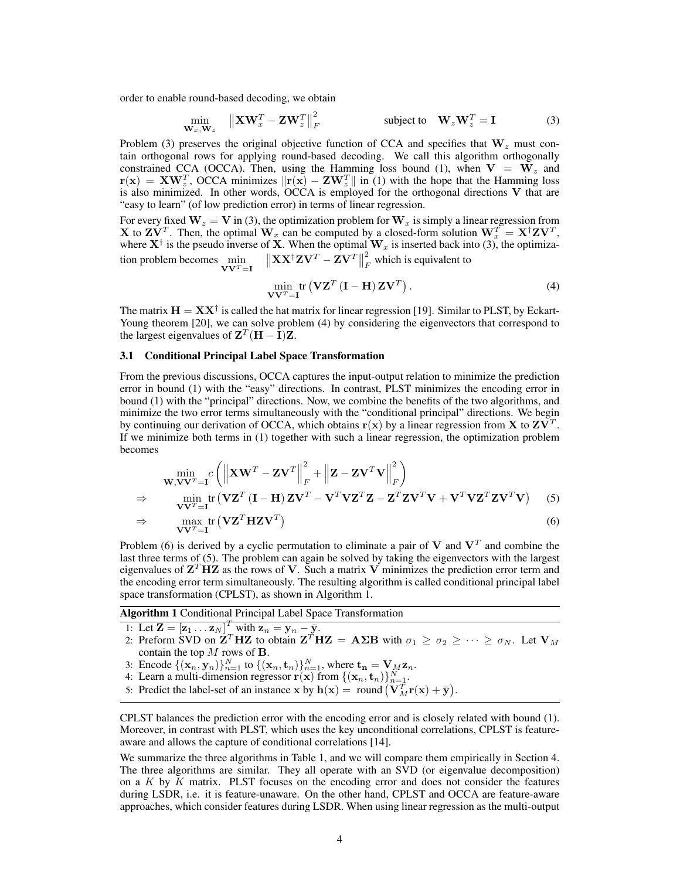order to enable round-based decoding, we obtain

$$\min_{\mathbf{W}_x, \mathbf{W}_z} \quad \left\| \mathbf{X}\mathbf{W}_x^T - \mathbf{Z}\mathbf{W}_z^T \right\|_F^2 \qquad \text{subject to} \quad \mathbf{W}_z \mathbf{W}_z^T = \mathbf{I} \tag{3}$$

Problem (3) preserves the original objective function of CCA and specifies that $\mathbf{W}_z$ must contain orthogonal rows for applying round-based decoding. We call this algorithm orthogonally constrained CCA (OCCA). Then, using the Hamming loss bound (1), when $\mathbf{V} = \mathbf{W}_z$ and $\mathbf{r}(\mathbf{x}) = \mathbf{X}\mathbf{W}_z^T$, OCCA minimizes $\|\mathbf{r}(\mathbf{x}) - \mathbf{Z}\mathbf{W}_z^T\|$ in (1) with the hope that the Hamming loss is also minimized. In other words, OCCA is employed for the orthogonal directions $\mathbf{V}$ that are "easy to learn" (of low prediction error) in terms of linear regression.

For every fixed $\mathbf{W}_z = \mathbf{V}$ in (3), the optimization problem for $\mathbf{W}_x$ is simply a linear regression from $\mathbf{X}$ to $\mathbf{Z}\mathbf{V}^T$. Then, the optimal $\mathbf{W}_x$ can be computed by a closed-form solution $\mathbf{W}_x^T = \mathbf{X}^\dagger \mathbf{Z}\mathbf{V}^T$, where $\mathbf{X}^\dagger$ is the pseudo inverse of $\mathbf{X}$. When the optimal $\mathbf{W}_x$ is inserted back into (3), the optimization problem becomes $\min_{\mathbf{V}\mathbf{V}^T=\mathbf{I}} \quad \left\| \mathbf{X}\mathbf{X}^\dagger \mathbf{Z}\mathbf{V}^T - \mathbf{Z}\mathbf{V}^T \right\|_F^2$ which is equivalent to

$$\min_{\mathbf{V}\mathbf{V}^T=\mathbf{I}} \operatorname{tr}\left(\mathbf{V}\mathbf{Z}^T \left(\mathbf{I} - \mathbf{H}\right) \mathbf{Z}\mathbf{V}^T\right). \tag{4}$$

The matrix $\mathbf{H} = \mathbf{X}\mathbf{X}^\dagger$ is called the hat matrix for linear regression [19]. Similar to PLST, by Eckart-Young theorem [20], we can solve problem (4) by considering the eigenvectors that correspond to the largest eigenvalues of $\mathbf{Z}^T(\mathbf{H} - \mathbf{I})\mathbf{Z}$.

### 3.1 Conditional Principal Label Space Transformation

From the previous discussions, OCCA captures the input-output relation to minimize the prediction error in bound (1) with the "easy" directions. In contrast, PLST minimizes the encoding error in bound (1) with the "principal" directions. Now, we combine the benefits of the two algorithms, and minimize the two error terms simultaneously with the "conditional principal" directions. We begin by continuing our derivation of OCCA, which obtains $\mathbf{r}(\mathbf{x})$ by a linear regression from $\mathbf{X}$ to $\mathbf{Z}\mathbf{V}^T$. If we minimize both terms in (1) together with such a linear regression, the optimization problem becomes

$$\min_{\mathbf{W}, \mathbf{V}\mathbf{V}^T=\mathbf{I}} c\left( \left\| \mathbf{X}\mathbf{W}^T - \mathbf{Z}\mathbf{V}^T \right\|_F^2 + \left\| \mathbf{Z} - \mathbf{Z}\mathbf{V}^T\mathbf{V} \right\|_F^2 \right)$$

$$\Rightarrow \quad \min_{\mathbf{V}\mathbf{V}^T=\mathbf{I}} \operatorname{tr}\left( \mathbf{V}\mathbf{Z}^T\left(\mathbf{I} - \mathbf{H}\right)\mathbf{Z}\mathbf{V}^T - \mathbf{V}^T\mathbf{V}\mathbf{Z}^T\mathbf{Z} - \mathbf{Z}^T\mathbf{Z}\mathbf{V}^T\mathbf{V} + \mathbf{V}^T\mathbf{V}\mathbf{Z}^T\mathbf{Z}\mathbf{V}^T\mathbf{V} \right) \tag{5}$$

$$\Rightarrow \quad \max_{\mathbf{V}\mathbf{V}^T=\mathbf{I}} \operatorname{tr}\left( \mathbf{V}\mathbf{Z}^T\mathbf{H}\mathbf{Z}\mathbf{V}^T \right) \tag{6}$$

Problem (6) is derived by a cyclic permutation to eliminate a pair of $\mathbf{V}$ and $\mathbf{V}^T$ and combine the last three terms of (5). The problem can again be solved by taking the eigenvectors with the largest eigenvalues of $\mathbf{Z}^T\mathbf{H}\mathbf{Z}$ as the rows of $\mathbf{V}$. Such a matrix $\mathbf{V}$ minimizes the prediction error term and the encoding error term simultaneously. The resulting algorithm is called conditional principal label space transformation (CPLST), as shown in Algorithm 1.

**Algorithm 1** Conditional Principal Label Space Transformation

1: Let $\mathbf{Z} = [\mathbf{z}_1 \ldots \mathbf{z}_N]^T$ with $\mathbf{z}_n = \mathbf{y}_n - \bar{\mathbf{y}}$.
2: Preform SVD on $\mathbf{Z}^T\mathbf{H}\mathbf{Z}$ to obtain $\mathbf{Z}^T\mathbf{H}\mathbf{Z} = \mathbf{A}\mathbf{\Sigma}\mathbf{B}$ with $\sigma_1 \geq \sigma_2 \geq \cdots \geq \sigma_N$. Let $\mathbf{V}_M$ contain the top $M$ rows of $\mathbf{B}$.
3: Encode $\{(\mathbf{x}_n, \mathbf{y}_n)\}_{n=1}^N$ to $\{(\mathbf{x}_n, \mathbf{t}_n)\}_{n=1}^N$, where $\mathbf{t_n} = \mathbf{V}_M\mathbf{z}_n$.
4: Learn a multi-dimension regressor $\mathbf{r}(\mathbf{x})$ from $\{(\mathbf{x}_n, \mathbf{t}_n)\}_{n=1}^N$.
5: Predict the label-set of an instance $\mathbf{x}$ by $\mathbf{h}(\mathbf{x}) = \text{round}\left(\mathbf{V}_M^T\mathbf{r}(\mathbf{x}) + \bar{\mathbf{y}}\right)$.

CPLST balances the prediction error with the encoding error and is closely related with bound (1). Moreover, in contrast with PLST, which uses the key unconditional correlations, CPLST is feature-aware and allows the capture of conditional correlations [14].

We summarize the three algorithms in Table 1, and we will compare them empirically in Section 4. The three algorithms are similar. They all operate with an SVD (or eigenvalue decomposition) on a $K$ by $K$ matrix. PLST focuses on the encoding error and does not consider the features during LSDR, i.e. it is feature-unaware. On the other hand, CPLST and OCCA are feature-aware approaches, which consider features during LSDR. When using linear regression as the multi-output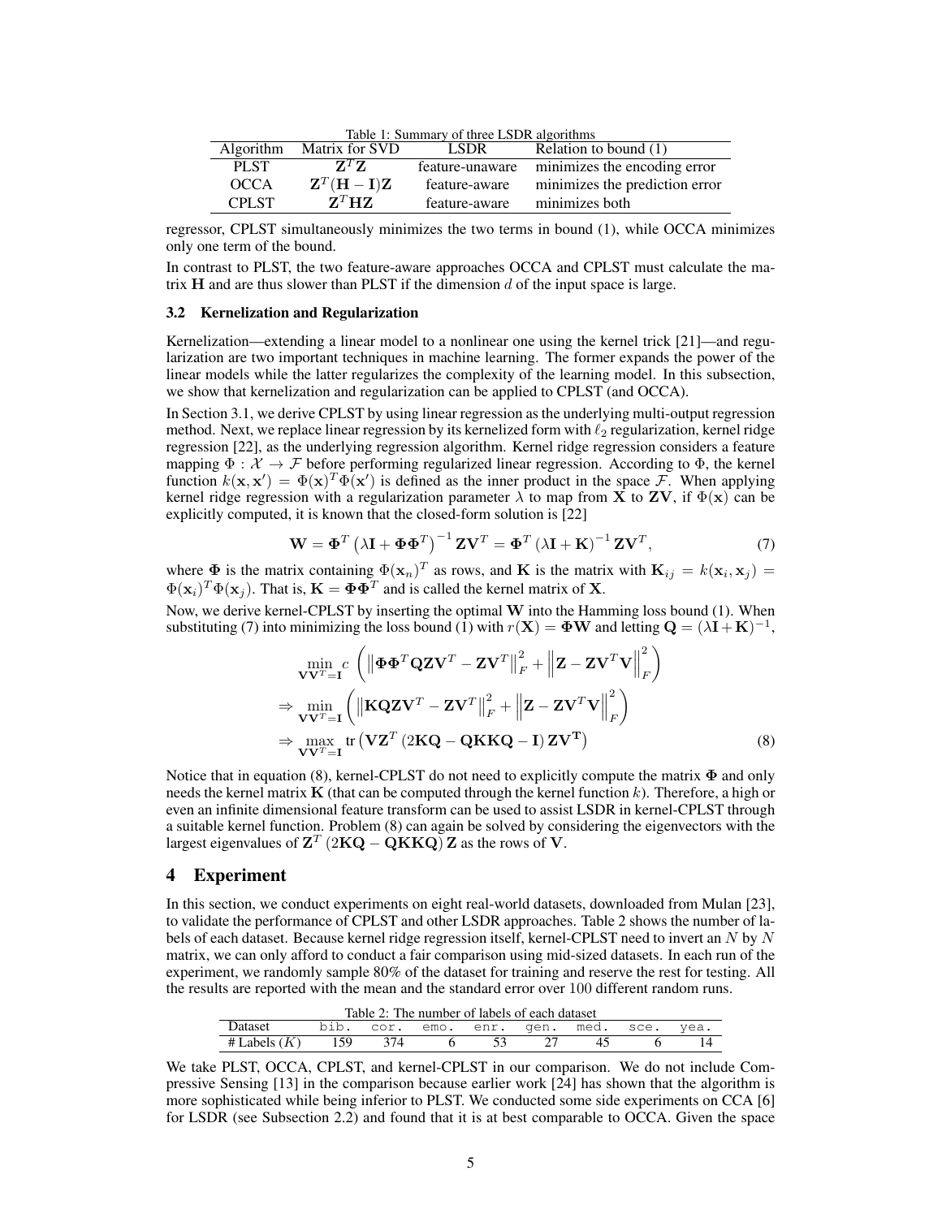Table 1: Summary of three LSDR algorithms

| Algorithm | Matrix for SVD | LSDR | Relation to bound (1) |
|---|---|---|---|
| PLST | $\mathbf{Z}^T\mathbf{Z}$ | feature-unaware | minimizes the encoding error |
| OCCA | $\mathbf{Z}^T(\mathbf{H}-\mathbf{I})\mathbf{Z}$ | feature-aware | minimizes the prediction error |
| CPLST | $\mathbf{Z}^T\mathbf{H}\mathbf{Z}$ | feature-aware | minimizes both |

regressor, CPLST simultaneously minimizes the two terms in bound (1), while OCCA minimizes only one term of the bound.

In contrast to PLST, the two feature-aware approaches OCCA and CPLST must calculate the matrix $\mathbf{H}$ and are thus slower than PLST if the dimension $d$ of the input space is large.

### 3.2 Kernelization and Regularization

Kernelization—extending a linear model to a nonlinear one using the kernel trick [21]—and regularization are two important techniques in machine learning. The former expands the power of the linear models while the latter regularizes the complexity of the learning model. In this subsection, we show that kernelization and regularization can be applied to CPLST (and OCCA).

In Section 3.1, we derive CPLST by using linear regression as the underlying multi-output regression method. Next, we replace linear regression by its kernelized form with $\ell_2$ regularization, kernel ridge regression [22], as the underlying regression algorithm. Kernel ridge regression considers a feature mapping $\Phi : \mathcal{X} \to \mathcal{F}$ before performing regularized linear regression. According to $\Phi$, the kernel function $k(\mathbf{x}, \mathbf{x}') = \Phi(\mathbf{x})^T\Phi(\mathbf{x}')$ is defined as the inner product in the space $\mathcal{F}$. When applying kernel ridge regression with a regularization parameter $\lambda$ to map from $\mathbf{X}$ to $\mathbf{ZV}$, if $\Phi(\mathbf{x})$ can be explicitly computed, it is known that the closed-form solution is [22]

$$\mathbf{W} = \mathbf{\Phi}^T\left(\lambda\mathbf{I} + \mathbf{\Phi}\mathbf{\Phi}^T\right)^{-1}\mathbf{Z}\mathbf{V}^T = \mathbf{\Phi}^T\left(\lambda\mathbf{I} + \mathbf{K}\right)^{-1}\mathbf{Z}\mathbf{V}^T, \tag{7}$$

where $\mathbf{\Phi}$ is the matrix containing $\Phi(\mathbf{x}_n)^T$ as rows, and $\mathbf{K}$ is the matrix with $\mathbf{K}_{ij} = k(\mathbf{x}_i, \mathbf{x}_j) = \Phi(\mathbf{x}_i)^T\Phi(\mathbf{x}_j)$. That is, $\mathbf{K} = \mathbf{\Phi}\mathbf{\Phi}^T$ and is called the kernel matrix of $\mathbf{X}$.

Now, we derive kernel-CPLST by inserting the optimal $\mathbf{W}$ into the Hamming loss bound (1). When substituting (7) into minimizing the loss bound (1) with $r(\mathbf{X}) = \mathbf{\Phi}\mathbf{W}$ and letting $\mathbf{Q} = (\lambda\mathbf{I} + \mathbf{K})^{-1}$,

$$\begin{aligned}
&\min_{\mathbf{V}\mathbf{V}^T=\mathbf{I}} c\left(\left\|\mathbf{\Phi}\mathbf{\Phi}^T\mathbf{Q}\mathbf{Z}\mathbf{V}^T - \mathbf{Z}\mathbf{V}^T\right\|_F^2 + \left\|\mathbf{Z} - \mathbf{Z}\mathbf{V}^T\mathbf{V}\right\|_F^2\right) \\
\Rightarrow &\min_{\mathbf{V}\mathbf{V}^T=\mathbf{I}} \left(\left\|\mathbf{K}\mathbf{Q}\mathbf{Z}\mathbf{V}^T - \mathbf{Z}\mathbf{V}^T\right\|_F^2 + \left\|\mathbf{Z} - \mathbf{Z}\mathbf{V}^T\mathbf{V}\right\|_F^2\right) \\
\Rightarrow &\max_{\mathbf{V}\mathbf{V}^T=\mathbf{I}} \operatorname{tr}\left(\mathbf{V}\mathbf{Z}^T\left(2\mathbf{K}\mathbf{Q} - \mathbf{Q}\mathbf{K}\mathbf{K}\mathbf{Q} - \mathbf{I}\right)\mathbf{Z}\mathbf{V}^{\mathbf{T}}\right)
\end{aligned} \tag{8}$$

Notice that in equation (8), kernel-CPLST do not need to explicitly compute the matrix $\mathbf{\Phi}$ and only needs the kernel matrix $\mathbf{K}$ (that can be computed through the kernel function $k$). Therefore, a high or even an infinite dimensional feature transform can be used to assist LSDR in kernel-CPLST through a suitable kernel function. Problem (8) can again be solved by considering the eigenvectors with the largest eigenvalues of $\mathbf{Z}^T\left(2\mathbf{K}\mathbf{Q} - \mathbf{Q}\mathbf{K}\mathbf{K}\mathbf{Q}\right)\mathbf{Z}$ as the rows of $\mathbf{V}$.

## 4 Experiment

In this section, we conduct experiments on eight real-world datasets, downloaded from Mulan [23], to validate the performance of CPLST and other LSDR approaches. Table 2 shows the number of labels of each dataset. Because kernel ridge regression itself, kernel-CPLST need to invert an $N$ by $N$ matrix, we can only afford to conduct a fair comparison using mid-sized datasets. In each run of the experiment, we randomly sample 80% of the dataset for training and reserve the rest for testing. All the results are reported with the mean and the standard error over 100 different random runs.

Table 2: The number of labels of each dataset

| Dataset | bib. | cor. | emo. | enr. | gen. | med. | sce. | yea. |
|---|---|---|---|---|---|---|---|---|
| # Labels ($K$) | 159 | 374 | 6 | 53 | 27 | 45 | 6 | 14 |

We take PLST, OCCA, CPLST, and kernel-CPLST in our comparison. We do not include Compressive Sensing [13] in the comparison because earlier work [24] has shown that the algorithm is more sophisticated while being inferior to PLST. We conducted some side experiments on CCA [6] for LSDR (see Subsection 2.2) and found that it is at best comparable to OCCA. Given the space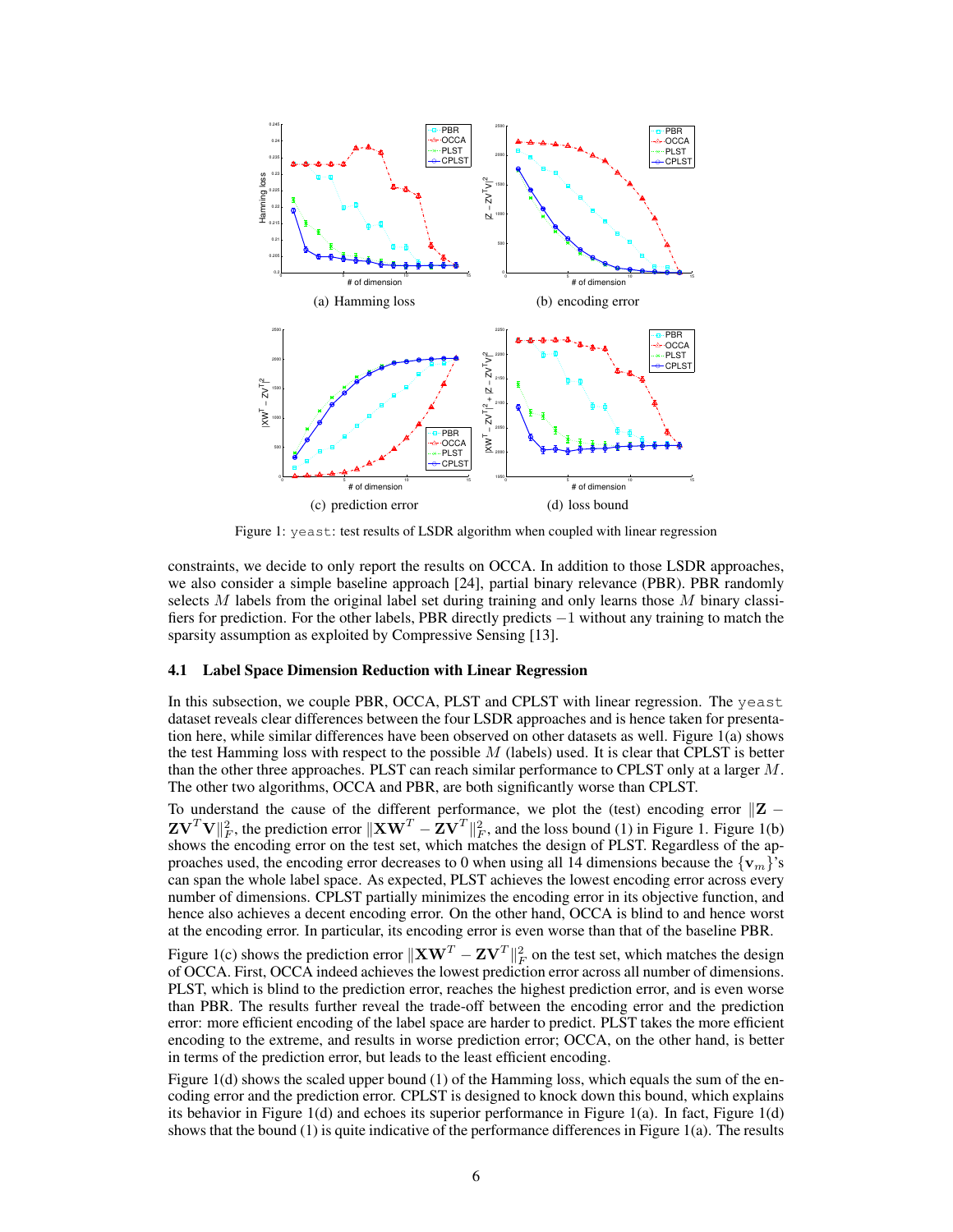(a) Hamming loss

(b) encoding error

(c) prediction error

(d) loss bound

Figure 1: yeast: test results of LSDR algorithm when coupled with linear regression

constraints, we decide to only report the results on OCCA. In addition to those LSDR approaches, we also consider a simple baseline approach [24], partial binary relevance (PBR). PBR randomly selects $M$ labels from the original label set during training and only learns those $M$ binary classifiers for prediction. For the other labels, PBR directly predicts $-1$ without any training to match the sparsity assumption as exploited by Compressive Sensing [13].

### 4.1 Label Space Dimension Reduction with Linear Regression

In this subsection, we couple PBR, OCCA, PLST and CPLST with linear regression. The yeast dataset reveals clear differences between the four LSDR approaches and is hence taken for presentation here, while similar differences have been observed on other datasets as well. Figure 1(a) shows the test Hamming loss with respect to the possible $M$ (labels) used. It is clear that CPLST is better than the other three approaches. PLST can reach similar performance to CPLST only at a larger $M$. The other two algorithms, OCCA and PBR, are both significantly worse than CPLST.

To understand the cause of the different performance, we plot the (test) encoding error $\|\mathbf{Z} - \mathbf{Z}\mathbf{V}^T\mathbf{V}\|_F^2$, the prediction error $\|\mathbf{X}\mathbf{W}^T - \mathbf{Z}\mathbf{V}^T\|_F^2$, and the loss bound (1) in Figure 1. Figure 1(b) shows the encoding error on the test set, which matches the design of PLST. Regardless of the approaches used, the encoding error decreases to 0 when using all 14 dimensions because the $\{\mathbf{v}_m\}$'s can span the whole label space. As expected, PLST achieves the lowest encoding error across every number of dimensions. CPLST partially minimizes the encoding error in its objective function, and hence also achieves a decent encoding error. On the other hand, OCCA is blind to and hence worst at the encoding error. In particular, its encoding error is even worse than that of the baseline PBR.

Figure 1(c) shows the prediction error $\|\mathbf{X}\mathbf{W}^T - \mathbf{Z}\mathbf{V}^T\|_F^2$ on the test set, which matches the design of OCCA. First, OCCA indeed achieves the lowest prediction error across all number of dimensions. PLST, which is blind to the prediction error, reaches the highest prediction error, and is even worse than PBR. The results further reveal the trade-off between the encoding error and the prediction error: more efficient encoding of the label space are harder to predict. PLST takes the more efficient encoding to the extreme, and results in worse prediction error; OCCA, on the other hand, is better in terms of the prediction error, but leads to the least efficient encoding.

Figure 1(d) shows the scaled upper bound (1) of the Hamming loss, which equals the sum of the encoding error and the prediction error. CPLST is designed to knock down this bound, which explains its behavior in Figure 1(d) and echoes its superior performance in Figure 1(a). In fact, Figure 1(d) shows that the bound (1) is quite indicative of the performance differences in Figure 1(a). The results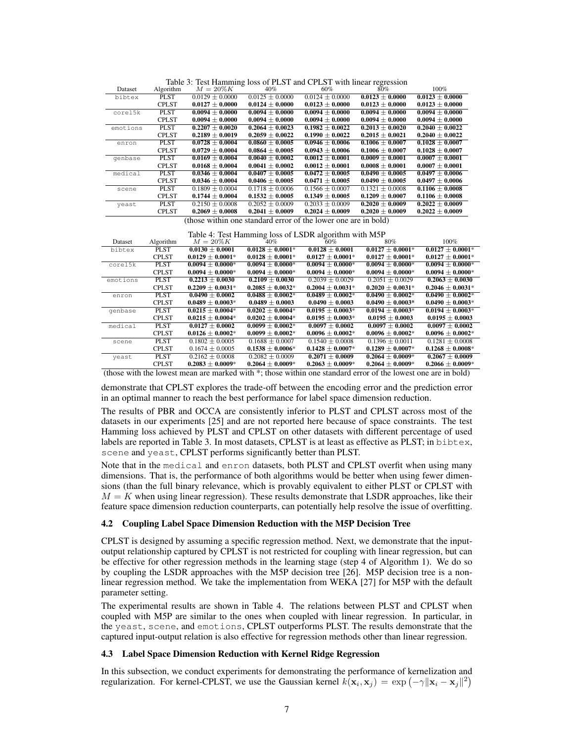Table 3: Test Hamming loss of PLST and CPLST with linear regression

| Dataset | Algorithm | $M = 20\%K$ | 40% | 60% | 80% | 100% |
|---|---|---|---|---|---|---|
| bibtex | PLST | $0.0129 \pm 0.0000$ | $0.0125 \pm 0.0000$ | $0.0124 \pm 0.0000$ | **$0.0123 \pm 0.0000$** | **$0.0123 \pm 0.0000$** |
| | CPLST | **$0.0127 \pm 0.0000$** | **$0.0124 \pm 0.0000$** | **$0.0123 \pm 0.0000$** | **$0.0123 \pm 0.0000$** | **$0.0123 \pm 0.0000$** |
| corel5k | PLST | **$0.0094 \pm 0.0000$** | **$0.0094 \pm 0.0000$** | **$0.0094 \pm 0.0000$** | **$0.0094 \pm 0.0000$** | **$0.0094 \pm 0.0000$** |
| | CPLST | **$0.0094 \pm 0.0000$** | **$0.0094 \pm 0.0000$** | **$0.0094 \pm 0.0000$** | **$0.0094 \pm 0.0000$** | **$0.0094 \pm 0.0000$** |
| emotions | PLST | **$0.2207 \pm 0.0020$** | **$0.2064 \pm 0.0023$** | **$0.1982 \pm 0.0022$** | **$0.2013 \pm 0.0020$** | **$0.2040 \pm 0.0022$** |
| | CPLST | **$0.2189 \pm 0.0019$** | **$0.2059 \pm 0.0022$** | **$0.1990 \pm 0.0022$** | **$0.2015 \pm 0.0021$** | **$0.2040 \pm 0.0022$** |
| enron | PLST | **$0.0728 \pm 0.0004$** | **$0.0860 \pm 0.0005$** | **$0.0946 \pm 0.0006$** | **$0.1006 \pm 0.0007$** | **$0.1028 \pm 0.0007$** |
| | CPLST | **$0.0729 \pm 0.0004$** | **$0.0864 \pm 0.0005$** | **$0.0943 \pm 0.0006$** | **$0.1006 \pm 0.0007$** | **$0.1028 \pm 0.0007$** |
| genbase | PLST | **$0.0169 \pm 0.0004$** | **$0.0040 \pm 0.0002$** | **$0.0012 \pm 0.0001$** | **$0.0009 \pm 0.0001$** | **$0.0007 \pm 0.0001$** |
| | CPLST | **$0.0168 \pm 0.0004$** | **$0.0041 \pm 0.0002$** | **$0.0012 \pm 0.0001$** | **$0.0008 \pm 0.0001$** | **$0.0007 \pm 0.0001$** |
| medical | PLST | **$0.0346 \pm 0.0004$** | **$0.0407 \pm 0.0005$** | **$0.0472 \pm 0.0005$** | **$0.0490 \pm 0.0005$** | **$0.0497 \pm 0.0006$** |
| | CPLST | **$0.0346 \pm 0.0004$** | **$0.0406 \pm 0.0005$** | **$0.0471 \pm 0.0005$** | **$0.0490 \pm 0.0005$** | **$0.0497 \pm 0.0006$** |
| scene | PLST | $0.1809 \pm 0.0004$ | $0.1718 \pm 0.0006$ | $0.1566 \pm 0.0007$ | $0.1321 \pm 0.0008$ | **$0.1106 \pm 0.0008$** |
| | CPLST | **$0.1744 \pm 0.0004$** | **$0.1532 \pm 0.0005$** | **$0.1349 \pm 0.0005$** | **$0.1209 \pm 0.0007$** | **$0.1106 \pm 0.0008$** |
| yeast | PLST | $0.2150 \pm 0.0008$ | $0.2052 \pm 0.0009$ | $0.2033 \pm 0.0009$ | **$0.2020 \pm 0.0009$** | **$0.2022 \pm 0.0009$** |
| | CPLST | **$0.2069 \pm 0.0008$** | **$0.2041 \pm 0.0009$** | **$0.2024 \pm 0.0009$** | **$0.2020 \pm 0.0009$** | **$0.2022 \pm 0.0009$** |

(those within one standard error of the lower one are in bold)

Table 4: Test Hamming loss of LSDR algorithm with M5P

| Dataset | Algorithm | $M = 20\%K$ | 40% | 60% | 80% | 100% |
|---|---|---|---|---|---|---|
| bibtex | PLST | **$0.0130 \pm 0.0001$** | **$0.0128 \pm 0.0001$***| **$0.0128 \pm 0.0001$** | **$0.0127 \pm 0.0001$*** | **$0.0127 \pm 0.0001$*** |
| | CPLST | **$0.0129 \pm 0.0001$*** | **$0.0128 \pm 0.0001$*** | **$0.0127 \pm 0.0001$*** | **$0.0127 \pm 0.0001$*** | **$0.0127 \pm 0.0001$*** |
| corel5k | PLST | **$0.0094 \pm 0.0000$*** | **$0.0094 \pm 0.0000$*** | **$0.0094 \pm 0.0000$*** | **$0.0094 \pm 0.0000$*** | **$0.0094 \pm 0.0000$*** |
| | CPLST | **$0.0094 \pm 0.0000$*** | **$0.0094 \pm 0.0000$*** | **$0.0094 \pm 0.0000$*** | **$0.0094 \pm 0.0000$*** | **$0.0094 \pm 0.0000$*** |
| emotions | PLST | **$0.2213 \pm 0.0030$** | **$0.2109 \pm 0.0030$** | $0.2039 \pm 0.0029$ | $0.2051 \pm 0.0029$ | **$0.2063 \pm 0.0030$** |
| | CPLST | **$0.2209 \pm 0.0031$*** | **$0.2085 \pm 0.0032$*** | **$0.2004 \pm 0.0031$*** | **$0.2020 \pm 0.0031$*** | **$0.2046 \pm 0.0031$*** |
| enron | PLST | **$0.0490 \pm 0.0002$** | **$0.0488 \pm 0.0002$*** | **$0.0489 \pm 0.0002$*** | **$0.0490 \pm 0.0002$*** | **$0.0490 \pm 0.0002$*** |
| | CPLST | **$0.0489 \pm 0.0003$*** | **$0.0489 \pm 0.0003$** | **$0.0490 \pm 0.0003$** | **$0.0490 \pm 0.0003$*** | **$0.0490 \pm 0.0003$*** |
| genbase | PLST | **$0.0215 \pm 0.0004$*** | **$0.0202 \pm 0.0004$*** | **$0.0195 \pm 0.0003$*** | **$0.0194 \pm 0.0003$*** | **$0.0194 \pm 0.0003$*** |
| | CPLST | **$0.0215 \pm 0.0004$*** | **$0.0202 \pm 0.0004$*** | **$0.0195 \pm 0.0003$*** | **$0.0195 \pm 0.0003$** | **$0.0195 \pm 0.0003$** |
| medical | PLST | **$0.0127 \pm 0.0002$** | **$0.0099 \pm 0.0002$*** | **$0.0097 \pm 0.0002$** | **$0.0097 \pm 0.0002$** | **$0.0097 \pm 0.0002$** |
| | CPLST | **$0.0126 \pm 0.0002$*** | **$0.0099 \pm 0.0002$*** | **$0.0096 \pm 0.0002$*** | **$0.0096 \pm 0.0002$*** | **$0.0096 \pm 0.0002$*** |
| scene | PLST | $0.1802 \pm 0.0005$ | $0.1688 \pm 0.0007$ | $0.1540 \pm 0.0008$ | $0.1396 \pm 0.0011$ | $0.1281 \pm 0.0008$ |
| | CPLST | $0.1674 \pm 0.0005$ | **$0.1538 \pm 0.0006$*** | **$0.1428 \pm 0.0007$*** | **$0.1289 \pm 0.0007$*** | **$0.1268 \pm 0.0008$*** |
| yeast | PLST | $0.2162 \pm 0.0008$ | $0.2082 \pm 0.0009$ | **$0.2071 \pm 0.0009$** | **$0.2064 \pm 0.0009$*** | **$0.2067 \pm 0.0009$** |
| | CPLST | **$0.2083 \pm 0.0009$*** | **$0.2064 \pm 0.0009$*** | **$0.2063 \pm 0.0009$*** | **$0.2064 \pm 0.0009$*** | **$0.2066 \pm 0.0009$*** |

(those with the lowest mean are marked with *; those within one standard error of the lowest one are in bold)

demonstrate that CPLST explores the trade-off between the encoding error and the prediction error in an optimal manner to reach the best performance for label space dimension reduction.

The results of PBR and OCCA are consistently inferior to PLST and CPLST across most of the datasets in our experiments [25] and are not reported here because of space constraints. The test Hamming loss achieved by PLST and CPLST on other datasets with different percentage of used labels are reported in Table 3. In most datasets, CPLST is at least as effective as PLST; in bibtex, scene and yeast, CPLST performs significantly better than PLST.

Note that in the medical and enron datasets, both PLST and CPLST overfit when using many dimensions. That is, the performance of both algorithms would be better when using fewer dimensions (than the full binary relevance, which is provably equivalent to either PLST or CPLST with $M = K$ when using linear regression). These results demonstrate that LSDR approaches, like their feature space dimension reduction counterparts, can potentially help resolve the issue of overfitting.

### 4.2 Coupling Label Space Dimension Reduction with the M5P Decision Tree

CPLST is designed by assuming a specific regression method. Next, we demonstrate that the input-output relationship captured by CPLST is not restricted for coupling with linear regression, but can be effective for other regression methods in the learning stage (step 4 of Algorithm 1). We do so by coupling the LSDR approaches with the M5P decision tree [26]. M5P decision tree is a non-linear regression method. We take the implementation from WEKA [27] for M5P with the default parameter setting.

The experimental results are shown in Table 4. The relations between PLST and CPLST when coupled with M5P are similar to the ones when coupled with linear regression. In particular, in the yeast, scene, and emotions, CPLST outperforms PLST. The results demonstrate that the captured input-output relation is also effective for regression methods other than linear regression.

### 4.3 Label Space Dimension Reduction with Kernel Ridge Regression

In this subsection, we conduct experiments for demonstrating the performance of kernelization and regularization. For kernel-CPLST, we use the Gaussian kernel $k(\mathbf{x}_i, \mathbf{x}_j) = \exp\left(-\gamma\|\mathbf{x}_i - \mathbf{x}_j\|^2\right)$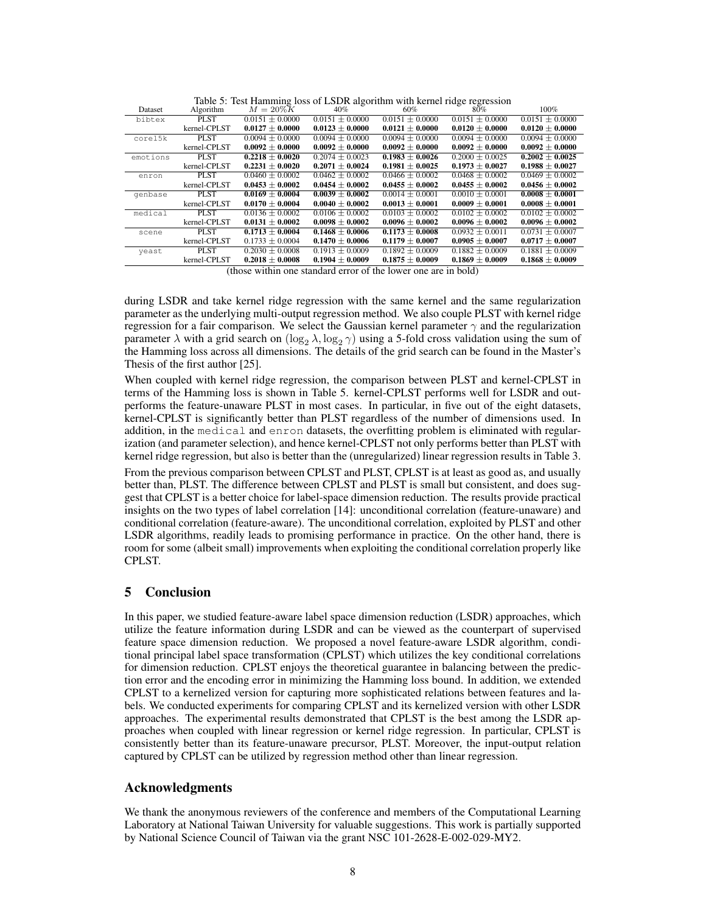Table 5: Test Hamming loss of LSDR algorithm with kernel ridge regression

| Dataset | Algorithm | $M = 20\%K$ | 40% | 60% | 80% | 100% |
|---|---|---|---|---|---|---|
| bibtex | PLST | $0.0151 \pm 0.0000$ | $0.0151 \pm 0.0000$ | $0.0151 \pm 0.0000$ | $0.0151 \pm 0.0000$ | $0.0151 \pm 0.0000$ |
| | kernel-CPLST | **$0.0127 \pm 0.0000$** | **$0.0123 \pm 0.0000$** | **$0.0121 \pm 0.0000$** | **$0.0120 \pm 0.0000$** | **$0.0120 \pm 0.0000$** |
| corel5k | PLST | $0.0094 \pm 0.0000$ | $0.0094 \pm 0.0000$ | $0.0094 \pm 0.0000$ | $0.0094 \pm 0.0000$ | $0.0094 \pm 0.0000$ |
| | kernel-CPLST | **$0.0092 \pm 0.0000$** | **$0.0092 \pm 0.0000$** | **$0.0092 \pm 0.0000$** | **$0.0092 \pm 0.0000$** | **$0.0092 \pm 0.0000$** |
| emotions | PLST | **$0.2218 \pm 0.0020$** | $0.2074 \pm 0.0023$ | **$0.1983 \pm 0.0026$** | $0.2000 \pm 0.0025$ | **$0.2002 \pm 0.0025$** |
| | kernel-CPLST | $0.2231 \pm 0.0020$ | **$0.2071 \pm 0.0024$** | **$0.1981 \pm 0.0025$** | **$0.1973 \pm 0.0027$** | **$0.1988 \pm 0.0027$** |
| enron | PLST | $0.0460 \pm 0.0002$ | $0.0462 \pm 0.0002$ | $0.0466 \pm 0.0002$ | $0.0468 \pm 0.0002$ | $0.0469 \pm 0.0002$ |
| | kernel-CPLST | **$0.0453 \pm 0.0002$** | **$0.0454 \pm 0.0002$** | **$0.0455 \pm 0.0002$** | **$0.0455 \pm 0.0002$** | **$0.0456 \pm 0.0002$** |
| genbase | PLST | **$0.0169 \pm 0.0004$** | **$0.0039 \pm 0.0002$** | $0.0014 \pm 0.0001$ | $0.0010 \pm 0.0001$ | **$0.0008 \pm 0.0001$** |
| | kernel-CPLST | $0.0170 \pm 0.0004$ | **$0.0040 \pm 0.0002$** | **$0.0013 \pm 0.0001$** | **$0.0009 \pm 0.0001$** | **$0.0008 \pm 0.0001$** |
| medical | PLST | $0.0136 \pm 0.0002$ | $0.0106 \pm 0.0002$ | $0.0103 \pm 0.0002$ | $0.0102 \pm 0.0002$ | $0.0102 \pm 0.0002$ |
| | kernel-CPLST | **$0.0131 \pm 0.0002$** | **$0.0098 \pm 0.0002$** | **$0.0096 \pm 0.0002$** | **$0.0096 \pm 0.0002$** | **$0.0096 \pm 0.0002$** |
| scene | PLST | **$0.1713 \pm 0.0004$** | **$0.1468 \pm 0.0006$** | **$0.1173 \pm 0.0008$** | $0.0932 \pm 0.0011$ | $0.0731 \pm 0.0007$ |
| | kernel-CPLST | $0.1733 \pm 0.0004$ | **$0.1470 \pm 0.0006$** | **$0.1179 \pm 0.0007$** | **$0.0905 \pm 0.0007$** | **$0.0717 \pm 0.0007$** |
| yeast | PLST | $0.2030 \pm 0.0008$ | $0.1913 \pm 0.0009$ | $0.1892 \pm 0.0009$ | $0.1882 \pm 0.0009$ | $0.1881 \pm 0.0009$ |
| | kernel-CPLST | **$0.2018 \pm 0.0008$** | **$0.1904 \pm 0.0009$** | **$0.1875 \pm 0.0009$** | **$0.1869 \pm 0.0009$** | **$0.1868 \pm 0.0009$** |

(those within one standard error of the lower one are in bold)

during LSDR and take kernel ridge regression with the same kernel and the same regularization parameter as the underlying multi-output regression method. We also couple PLST with kernel ridge regression for a fair comparison. We select the Gaussian kernel parameter $\gamma$ and the regularization parameter $\lambda$ with a grid search on $(\log_2 \lambda, \log_2 \gamma)$ using a 5-fold cross validation using the sum of the Hamming loss across all dimensions. The details of the grid search can be found in the Master's Thesis of the first author [25].

When coupled with kernel ridge regression, the comparison between PLST and kernel-CPLST in terms of the Hamming loss is shown in Table 5. kernel-CPLST performs well for LSDR and outperforms the feature-unaware PLST in most cases. In particular, in five out of the eight datasets, kernel-CPLST is significantly better than PLST regardless of the number of dimensions used. In addition, in the medical and enron datasets, the overfitting problem is eliminated with regularization (and parameter selection), and hence kernel-CPLST not only performs better than PLST with kernel ridge regression, but also is better than the (unregularized) linear regression results in Table 3.

From the previous comparison between CPLST and PLST, CPLST is at least as good as, and usually better than, PLST. The difference between CPLST and PLST is small but consistent, and does suggest that CPLST is a better choice for label-space dimension reduction. The results provide practical insights on the two types of label correlation [14]: unconditional correlation (feature-unaware) and conditional correlation (feature-aware). The unconditional correlation, exploited by PLST and other LSDR algorithms, readily leads to promising performance in practice. On the other hand, there is room for some (albeit small) improvements when exploiting the conditional correlation properly like CPLST.

## 5 Conclusion

In this paper, we studied feature-aware label space dimension reduction (LSDR) approaches, which utilize the feature information during LSDR and can be viewed as the counterpart of supervised feature space dimension reduction. We proposed a novel feature-aware LSDR algorithm, conditional principal label space transformation (CPLST) which utilizes the key conditional correlations for dimension reduction. CPLST enjoys the theoretical guarantee in balancing between the prediction error and the encoding error in minimizing the Hamming loss bound. In addition, we extended CPLST to a kernelized version for capturing more sophisticated relations between features and labels. We conducted experiments for comparing CPLST and its kernelized version with other LSDR approaches. The experimental results demonstrated that CPLST is the best among the LSDR approaches when coupled with linear regression or kernel ridge regression. In particular, CPLST is consistently better than its feature-unaware precursor, PLST. Moreover, the input-output relation captured by CPLST can be utilized by regression method other than linear regression.

## Acknowledgments

We thank the anonymous reviewers of the conference and members of the Computational Learning Laboratory at National Taiwan University for valuable suggestions. This work is partially supported by National Science Council of Taiwan via the grant NSC 101-2628-E-002-029-MY2.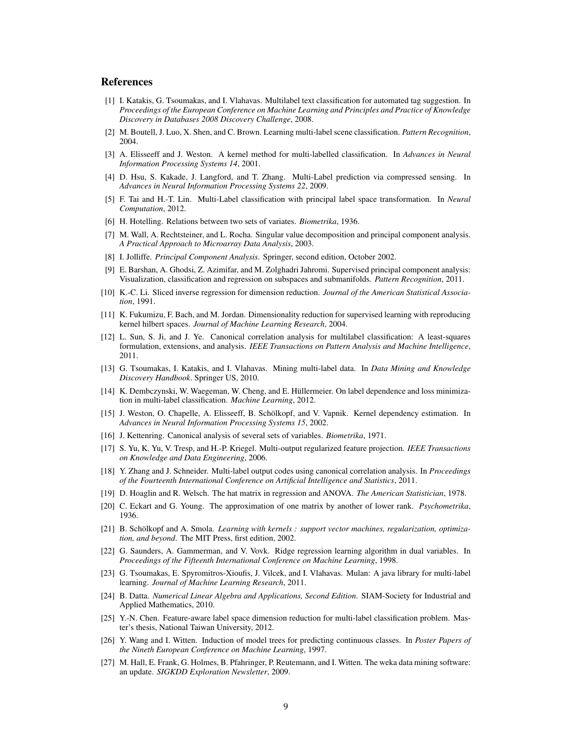## References

[1] I. Katakis, G. Tsoumakas, and I. Vlahavas. Multilabel text classification for automated tag suggestion. In *Proceedings of the European Conference on Machine Learning and Principles and Practice of Knowledge Discovery in Databases 2008 Discovery Challenge*, 2008.

[2] M. Boutell, J. Luo, X. Shen, and C. Brown. Learning multi-label scene classification. *Pattern Recognition*, 2004.

[3] A. Elisseeff and J. Weston. A kernel method for multi-labelled classification. In *Advances in Neural Information Processing Systems 14*, 2001.

[4] D. Hsu, S. Kakade, J. Langford, and T. Zhang. Multi-Label prediction via compressed sensing. In *Advances in Neural Information Processing Systems 22*, 2009.

[5] F. Tai and H.-T. Lin. Multi-Label classification with principal label space transformation. In *Neural Computation*, 2012.

[6] H. Hotelling. Relations between two sets of variates. *Biometrika*, 1936.

[7] M. Wall, A. Rechtsteiner, and L. Rocha. Singular value decomposition and principal component analysis. *A Practical Approach to Microarray Data Analysis*, 2003.

[8] I. Jolliffe. *Principal Component Analysis*. Springer, second edition, October 2002.

[9] E. Barshan, A. Ghodsi, Z. Azimifar, and M. Zolghadri Jahromi. Supervised principal component analysis: Visualization, classification and regression on subspaces and submanifolds. *Pattern Recognition*, 2011.

[10] K.-C. Li. Sliced inverse regression for dimension reduction. *Journal of the American Statistical Association*, 1991.

[11] K. Fukumizu, F. Bach, and M. Jordan. Dimensionality reduction for supervised learning with reproducing kernel hilbert spaces. *Journal of Machine Learning Research*, 2004.

[12] L. Sun, S. Ji, and J. Ye. Canonical correlation analysis for multilabel classification: A least-squares formulation, extensions, and analysis. *IEEE Transactions on Pattern Analysis and Machine Intelligence*, 2011.

[13] G. Tsoumakas, I. Katakis, and I. Vlahavas. Mining multi-label data. In *Data Mining and Knowledge Discovery Handbook*. Springer US, 2010.

[14] K. Dembczynski, W. Waegeman, W. Cheng, and E. Hüllermeier. On label dependence and loss minimization in multi-label classification. *Machine Learning*, 2012.

[15] J. Weston, O. Chapelle, A. Elisseeff, B. Schölkopf, and V. Vapnik. Kernel dependency estimation. In *Advances in Neural Information Processing Systems 15*, 2002.

[16] J. Kettenring. Canonical analysis of several sets of variables. *Biometrika*, 1971.

[17] S. Yu, K. Yu, V. Tresp, and H.-P. Kriegel. Multi-output regularized feature projection. *IEEE Transactions on Knowledge and Data Engineering*, 2006.

[18] Y. Zhang and J. Schneider. Multi-label output codes using canonical correlation analysis. In *Proceedings of the Fourteenth International Conference on Artificial Intelligence and Statistics*, 2011.

[19] D. Hoaglin and R. Welsch. The hat matrix in regression and ANOVA. *The American Statistician*, 1978.

[20] C. Eckart and G. Young. The approximation of one matrix by another of lower rank. *Psychometrika*, 1936.

[21] B. Schölkopf and A. Smola. *Learning with kernels : support vector machines, regularization, optimization, and beyond*. The MIT Press, first edition, 2002.

[22] G. Saunders, A. Gammerman, and V. Vovk. Ridge regression learning algorithm in dual variables. In *Proceedings of the Fifteenth International Conference on Machine Learning*, 1998.

[23] G. Tsoumakas, E. Spyromitros-Xioufis, J. Vilcek, and I. Vlahavas. Mulan: A java library for multi-label learning. *Journal of Machine Learning Research*, 2011.

[24] B. Datta. *Numerical Linear Algebra and Applications, Second Edition*. SIAM-Society for Industrial and Applied Mathematics, 2010.

[25] Y.-N. Chen. Feature-aware label space dimension reduction for multi-label classification problem. Master's thesis, National Taiwan University, 2012.

[26] Y. Wang and I. Witten. Induction of model trees for predicting continuous classes. In *Poster Papers of the Nineth European Conference on Machine Learning*, 1997.

[27] M. Hall, E. Frank, G. Holmes, B. Pfahringer, P. Reutemann, and I. Witten. The weka data mining software: an update. *SIGKDD Exploration Newsletter*, 2009.